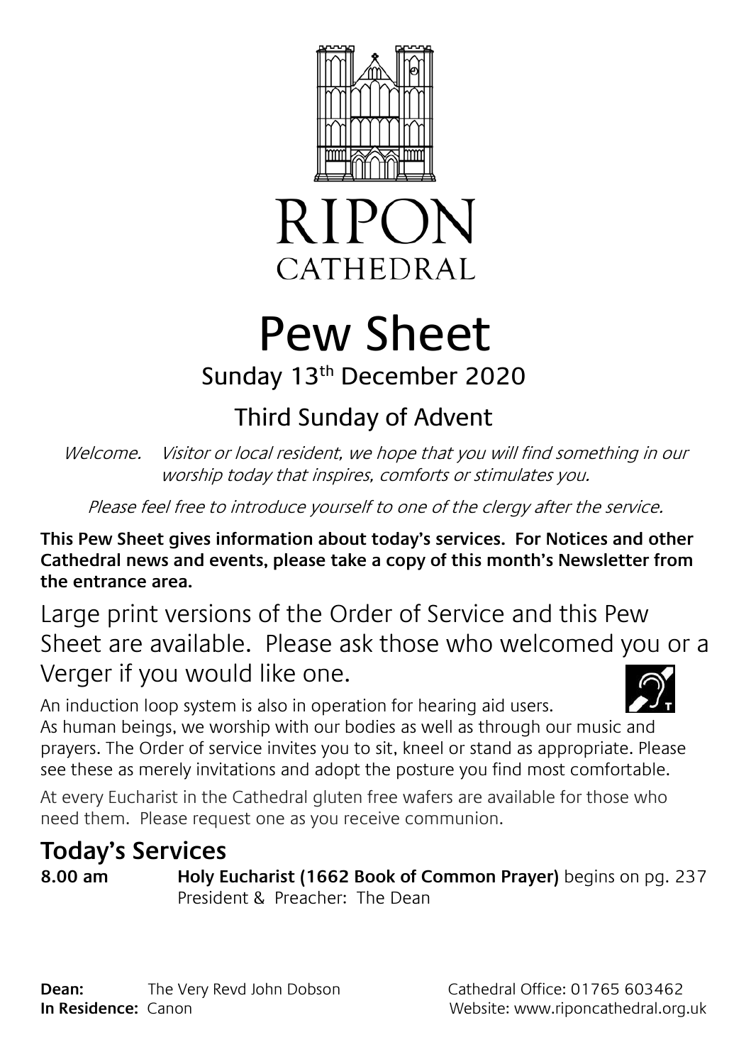# RIPON CATHEDRAL

# Pew Sheet

## Sunday 13th December 2020

## Third Sunday of Advent

*Welcome. Visitor or local resident, we hope that you will find something in our worship today that inspires, comforts or stimulates you.*

*Please feel free to introduce yourself to one of the clergy after the service.*

**This Pew Sheet gives information about today's services. For Notices and other Cathedral news and events, please take a copy of this month's Newsletter from the entrance area.**

Large print versions of the Order of Service and this Pew Sheet are available. Please ask those who welcomed you or a Verger if you would like one.

An induction loop system is also in operation for hearing aid users.

As human beings, we worship with our bodies as well as through our music and prayers. The Order of service invites you to sit, kneel or stand as appropriate. Please see these as merely invitations and adopt the posture you find most comfortable.

At every Eucharist in the Cathedral gluten free wafers are available for those who need them. Please request one as you receive communion.

## Today's Services

**8.00 am** **Holy Eucharist (1662 Book of Common Prayer)** begins on pg. 237
President & Preacher: The Dean

**Dean:** The Very Revd John Dobson
**In Residence:** Canon

Cathedral Office: 01765 603462
Website: www.riponcathedral.org.uk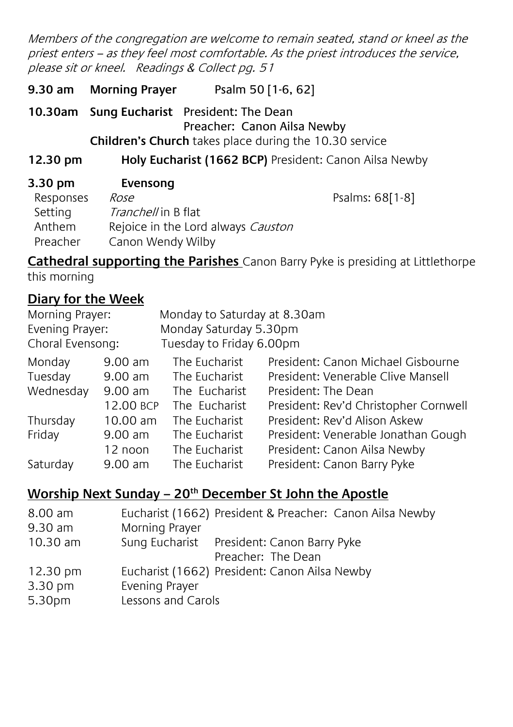*Members of the congregation are welcome to remain seated, stand or kneel as the priest enters – as they feel most comfortable. As the priest introduces the service, please sit or kneel. Readings & Collect pg. 51*

**9.30 am Morning Prayer** Psalm 50 [1-6, 62]

**10.30am Sung Eucharist** President: The Dean
Preacher: Canon Ailsa Newby
**Children's Church** takes place during the 10.30 service

**12.30 pm Holy Eucharist (1662 BCP)** President: Canon Ailsa Newby

**3.30 pm Evensong**

| | | |
|---|---|---|
| Responses | *Rose* | Psalms: 68[1-8] |
| Setting | *Tranchell* in B flat | |
| Anthem | Rejoice in the Lord always *Causton* | |
| Preacher | Canon Wendy Wilby | |

**Cathedral supporting the Parishes** Canon Barry Pyke is presiding at Littlethorpe this morning

## Diary for the Week

Morning Prayer: Monday to Saturday at 8.30am
Evening Prayer: Monday Saturday 5.30pm
Choral Evensong: Tuesday to Friday 6.00pm

| | | | |
|---|---|---|---|
| Monday | 9.00 am | The Eucharist | President: Canon Michael Gisbourne |
| Tuesday | 9.00 am | The Eucharist | President: Venerable Clive Mansell |
| Wednesday | 9.00 am | The Eucharist | President: The Dean |
| | 12.00 BCP | The Eucharist | President: Rev'd Christopher Cornwell |
| Thursday | 10.00 am | The Eucharist | President: Rev'd Alison Askew |
| Friday | 9.00 am | The Eucharist | President: Venerable Jonathan Gough |
| | 12 noon | The Eucharist | President: Canon Ailsa Newby |
| Saturday | 9.00 am | The Eucharist | President: Canon Barry Pyke |

## Worship Next Sunday – 20th December St John the Apostle

| | |
|---|---|
| 8.00 am | Eucharist (1662) President & Preacher: Canon Ailsa Newby |
| 9.30 am | Morning Prayer |
| 10.30 am | Sung Eucharist President: Canon Barry Pyke<br>Preacher: The Dean |
| 12.30 pm | Eucharist (1662) President: Canon Ailsa Newby |
| 3.30 pm | Evening Prayer |
| 5.30pm | Lessons and Carols |